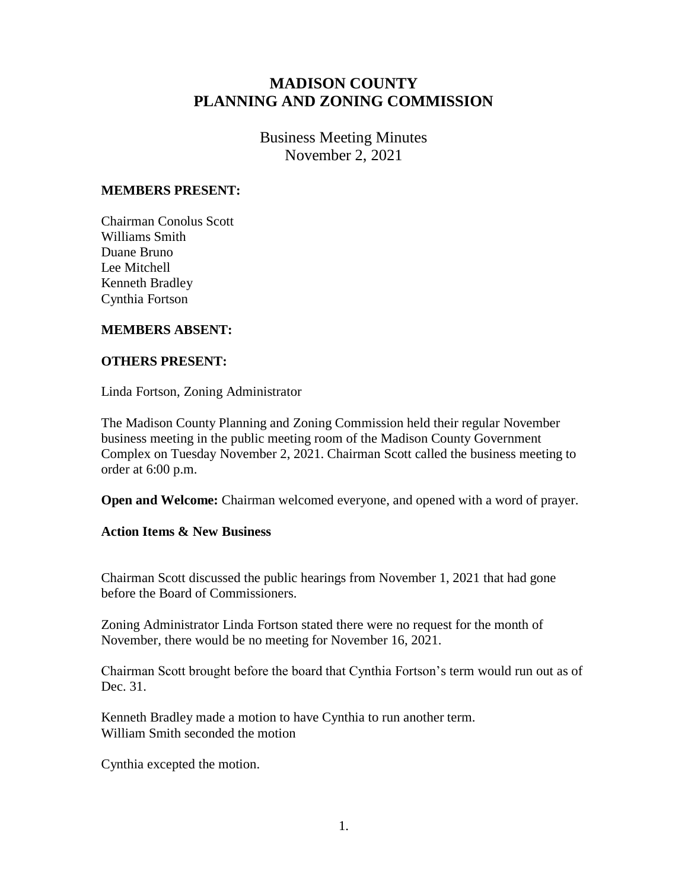# MADISON COUNTY
# PLANNING AND ZONING COMMISSION

Business Meeting Minutes
November 2, 2021

**MEMBERS PRESENT:**

Chairman Conolus Scott
Williams Smith
Duane Bruno
Lee Mitchell
Kenneth Bradley
Cynthia Fortson

**MEMBERS ABSENT:**

**OTHERS PRESENT:**

Linda Fortson, Zoning Administrator

The Madison County Planning and Zoning Commission held their regular November business meeting in the public meeting room of the Madison County Government Complex on Tuesday November 2, 2021. Chairman Scott called the business meeting to order at 6:00 p.m.

**Open and Welcome:** Chairman welcomed everyone, and opened with a word of prayer.

**Action Items & New Business**

Chairman Scott discussed the public hearings from November 1, 2021 that had gone before the Board of Commissioners.

Zoning Administrator Linda Fortson stated there were no request for the month of November, there would be no meeting for November 16, 2021.

Chairman Scott brought before the board that Cynthia Fortson's term would run out as of Dec. 31.

Kenneth Bradley made a motion to have Cynthia to run another term.
William Smith seconded the motion

Cynthia excepted the motion.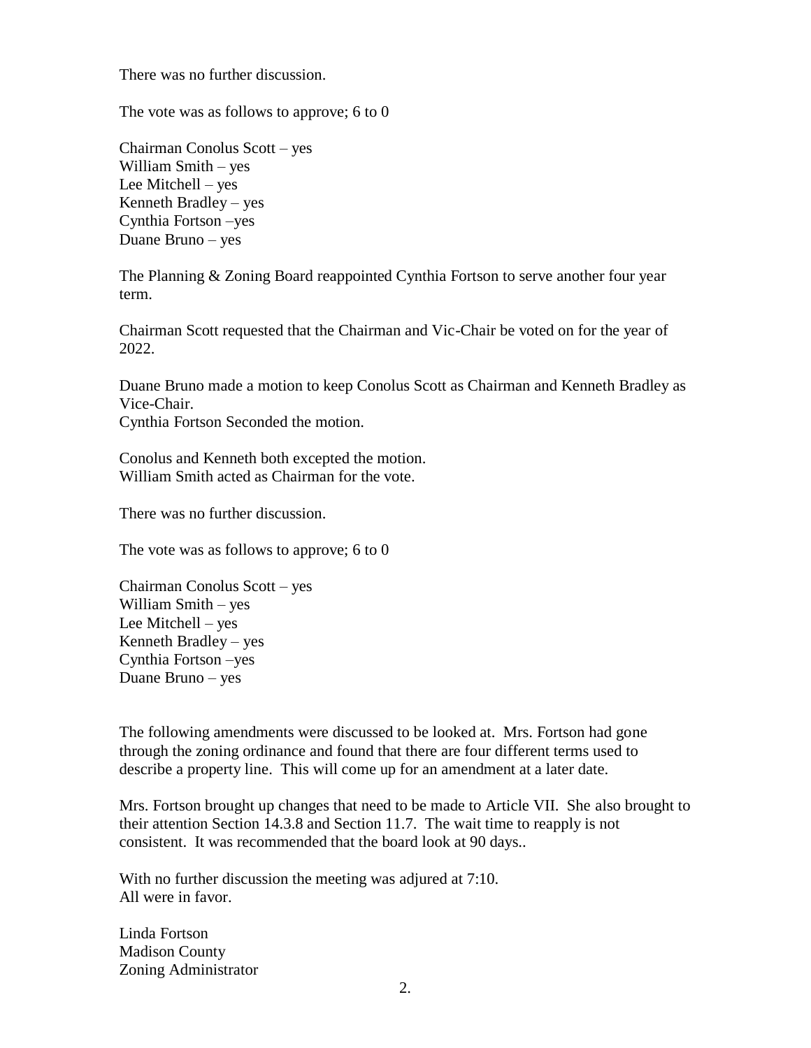There was no further discussion.

The vote was as follows to approve; 6 to 0

Chairman Conolus Scott – yes
William Smith – yes
Lee Mitchell – yes
Kenneth Bradley – yes
Cynthia Fortson –yes
Duane Bruno – yes

The Planning & Zoning Board reappointed Cynthia Fortson to serve another four year term.

Chairman Scott requested that the Chairman and Vic-Chair be voted on for the year of 2022.

Duane Bruno made a motion to keep Conolus Scott as Chairman and Kenneth Bradley as Vice-Chair.
Cynthia Fortson Seconded the motion.

Conolus and Kenneth both excepted the motion.
William Smith acted as Chairman for the vote.

There was no further discussion.

The vote was as follows to approve; 6 to 0

Chairman Conolus Scott – yes
William Smith – yes
Lee Mitchell – yes
Kenneth Bradley – yes
Cynthia Fortson –yes
Duane Bruno – yes

The following amendments were discussed to be looked at. Mrs. Fortson had gone through the zoning ordinance and found that there are four different terms used to describe a property line. This will come up for an amendment at a later date.

Mrs. Fortson brought up changes that need to be made to Article VII. She also brought to their attention Section 14.3.8 and Section 11.7. The wait time to reapply is not consistent. It was recommended that the board look at 90 days..

With no further discussion the meeting was adjured at 7:10.
All were in favor.

Linda Fortson
Madison County
Zoning Administrator